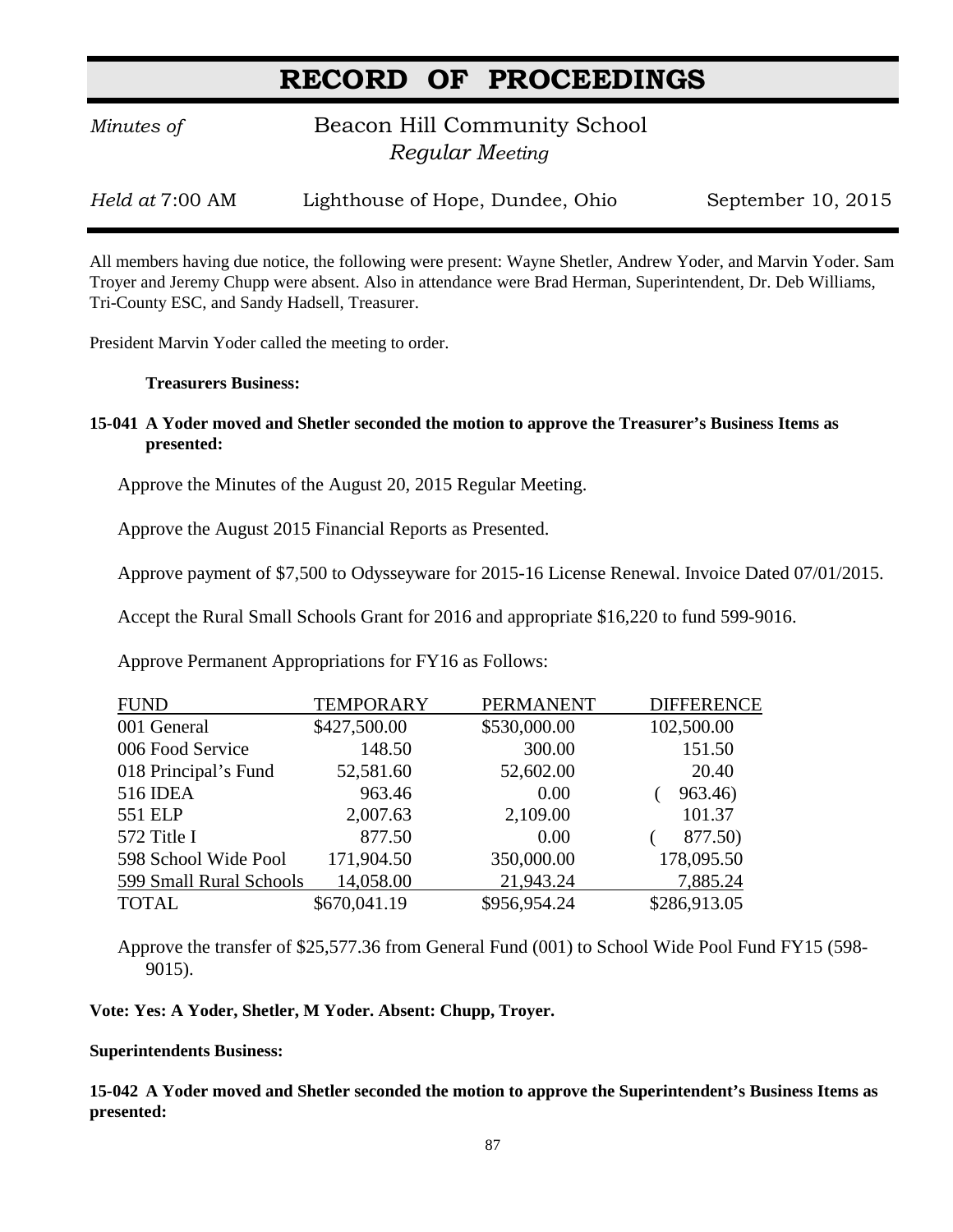# RECORD OF PROCEEDINGS

*Minutes of* Beacon Hill Community School
*Regular Meeting*

*Held at* 7:00 AM — Lighthouse of Hope, Dundee, Ohio — September 10, 2015

All members having due notice, the following were present: Wayne Shetler, Andrew Yoder, and Marvin Yoder. Sam Troyer and Jeremy Chupp were absent. Also in attendance were Brad Herman, Superintendent, Dr. Deb Williams, Tri-County ESC, and Sandy Hadsell, Treasurer.

President Marvin Yoder called the meeting to order.

**Treasurers Business:**

**15-041 A Yoder moved and Shetler seconded the motion to approve the Treasurer's Business Items as presented:**

Approve the Minutes of the August 20, 2015 Regular Meeting.

Approve the August 2015 Financial Reports as Presented.

Approve payment of $7,500 to Odysseyware for 2015-16 License Renewal. Invoice Dated 07/01/2015.

Accept the Rural Small Schools Grant for 2016 and appropriate $16,220 to fund 599-9016.

Approve Permanent Appropriations for FY16 as Follows:

| FUND | TEMPORARY | PERMANENT | DIFFERENCE |
|---|---|---|---|
| 001 General | $427,500.00 | $530,000.00 | 102,500.00 |
| 006 Food Service | 148.50 | 300.00 | 151.50 |
| 018 Principal's Fund | 52,581.60 | 52,602.00 | 20.40 |
| 516 IDEA | 963.46 | 0.00 | ( 963.46) |
| 551 ELP | 2,007.63 | 2,109.00 | 101.37 |
| 572 Title I | 877.50 | 0.00 | ( 877.50) |
| 598 School Wide Pool | 171,904.50 | 350,000.00 | 178,095.50 |
| 599 Small Rural Schools | 14,058.00 | 21,943.24 | 7,885.24 |
| TOTAL | $670,041.19 | $956,954.24 | $286,913.05 |

Approve the transfer of $25,577.36 from General Fund (001) to School Wide Pool Fund FY15 (598-9015).

**Vote: Yes: A Yoder, Shetler, M Yoder. Absent: Chupp, Troyer.**

**Superintendents Business:**

**15-042 A Yoder moved and Shetler seconded the motion to approve the Superintendent's Business Items as presented:**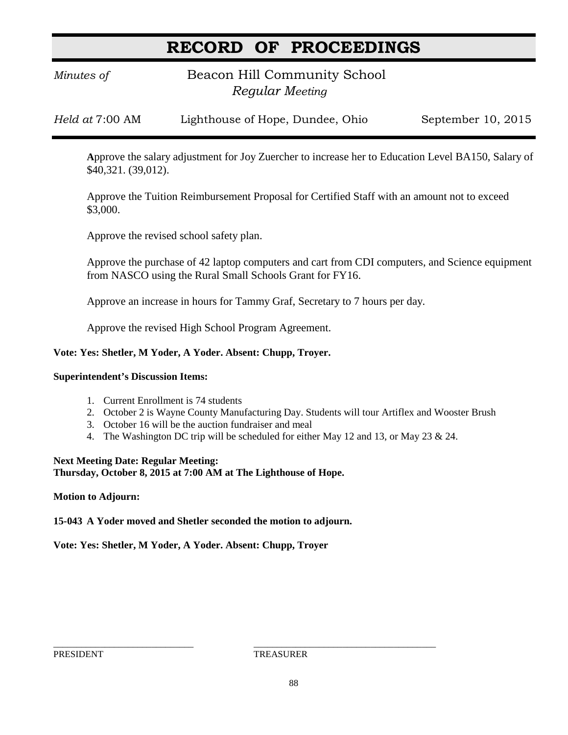# RECORD OF PROCEEDINGS

*Minutes of* Beacon Hill Community School
*Regular Meeting*

*Held at* 7:00 AM Lighthouse of Hope, Dundee, Ohio September 10, 2015

**A**pprove the salary adjustment for Joy Zuercher to increase her to Education Level BA150, Salary of $40,321. (39,012).

Approve the Tuition Reimbursement Proposal for Certified Staff with an amount not to exceed $3,000.

Approve the revised school safety plan.

Approve the purchase of 42 laptop computers and cart from CDI computers, and Science equipment from NASCO using the Rural Small Schools Grant for FY16.

Approve an increase in hours for Tammy Graf, Secretary to 7 hours per day.

Approve the revised High School Program Agreement.

**Vote: Yes: Shetler, M Yoder, A Yoder. Absent: Chupp, Troyer.**

**Superintendent's Discussion Items:**

1. Current Enrollment is 74 students
2. October 2 is Wayne County Manufacturing Day. Students will tour Artiflex and Wooster Brush
3. October 16 will be the auction fundraiser and meal
4. The Washington DC trip will be scheduled for either May 12 and 13, or May 23 & 24.

**Next Meeting Date: Regular Meeting:**
**Thursday, October 8, 2015 at 7:00 AM at The Lighthouse of Hope.**

**Motion to Adjourn:**

**15-043 A Yoder moved and Shetler seconded the motion to adjourn.**

**Vote: Yes: Shetler, M Yoder, A Yoder. Absent: Chupp, Troyer**

_____________________________ _____________________________________

PRESIDENT TREASURER